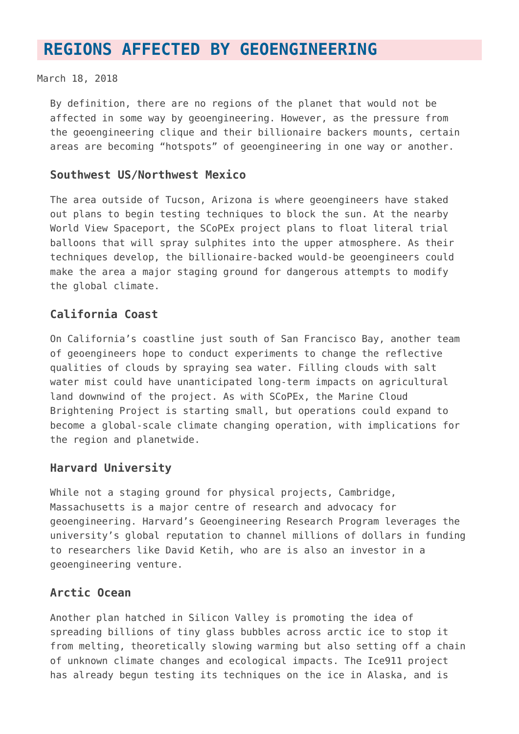# REGIONS AFFECTED BY GEOENGINEERING

March 18, 2018

By definition, there are no regions of the planet that would not be affected in some way by geoengineering. However, as the pressure from the geoengineering clique and their billionaire backers mounts, certain areas are becoming "hotspots" of geoengineering in one way or another.

### Southwest US/Northwest Mexico

The area outside of Tucson, Arizona is where geoengineers have staked out plans to begin testing techniques to block the sun. At the nearby World View Spaceport, the SCoPEx project plans to float literal trial balloons that will spray sulphites into the upper atmosphere. As their techniques develop, the billionaire-backed would-be geoengineers could make the area a major staging ground for dangerous attempts to modify the global climate.

### California Coast

On California's coastline just south of San Francisco Bay, another team of geoengineers hope to conduct experiments to change the reflective qualities of clouds by spraying sea water. Filling clouds with salt water mist could have unanticipated long-term impacts on agricultural land downwind of the project. As with SCoPEx, the Marine Cloud Brightening Project is starting small, but operations could expand to become a global-scale climate changing operation, with implications for the region and planetwide.

### Harvard University

While not a staging ground for physical projects, Cambridge, Massachusetts is a major centre of research and advocacy for geoengineering. Harvard's Geoengineering Research Program leverages the university's global reputation to channel millions of dollars in funding to researchers like David Ketih, who are is also an investor in a geoengineering venture.

### Arctic Ocean

Another plan hatched in Silicon Valley is promoting the idea of spreading billions of tiny glass bubbles across arctic ice to stop it from melting, theoretically slowing warming but also setting off a chain of unknown climate changes and ecological impacts. The Ice911 project has already begun testing its techniques on the ice in Alaska, and is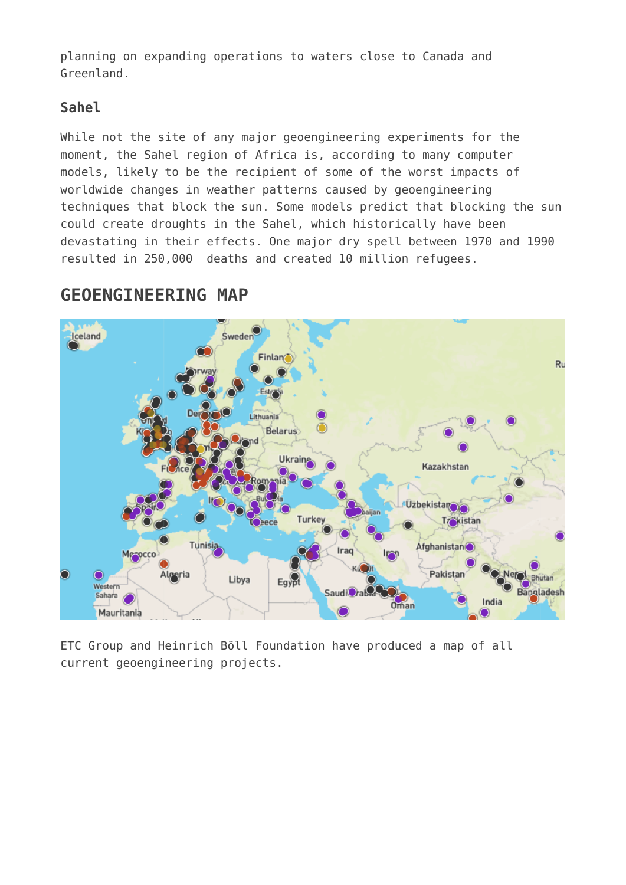planning on expanding operations to waters close to Canada and Greenland.

### Sahel

While not the site of any major geoengineering experiments for the moment, the Sahel region of Africa is, according to many computer models, likely to be the recipient of some of the worst impacts of worldwide changes in weather patterns caused by geoengineering techniques that block the sun. Some models predict that blocking the sun could create droughts in the Sahel, which historically have been devastating in their effects. One major dry spell between 1970 and 1990 resulted in 250,000 deaths and created 10 million refugees.

## GEOENGINEERING MAP

ETC Group and Heinrich Böll Foundation have produced a map of all current geoengineering projects.